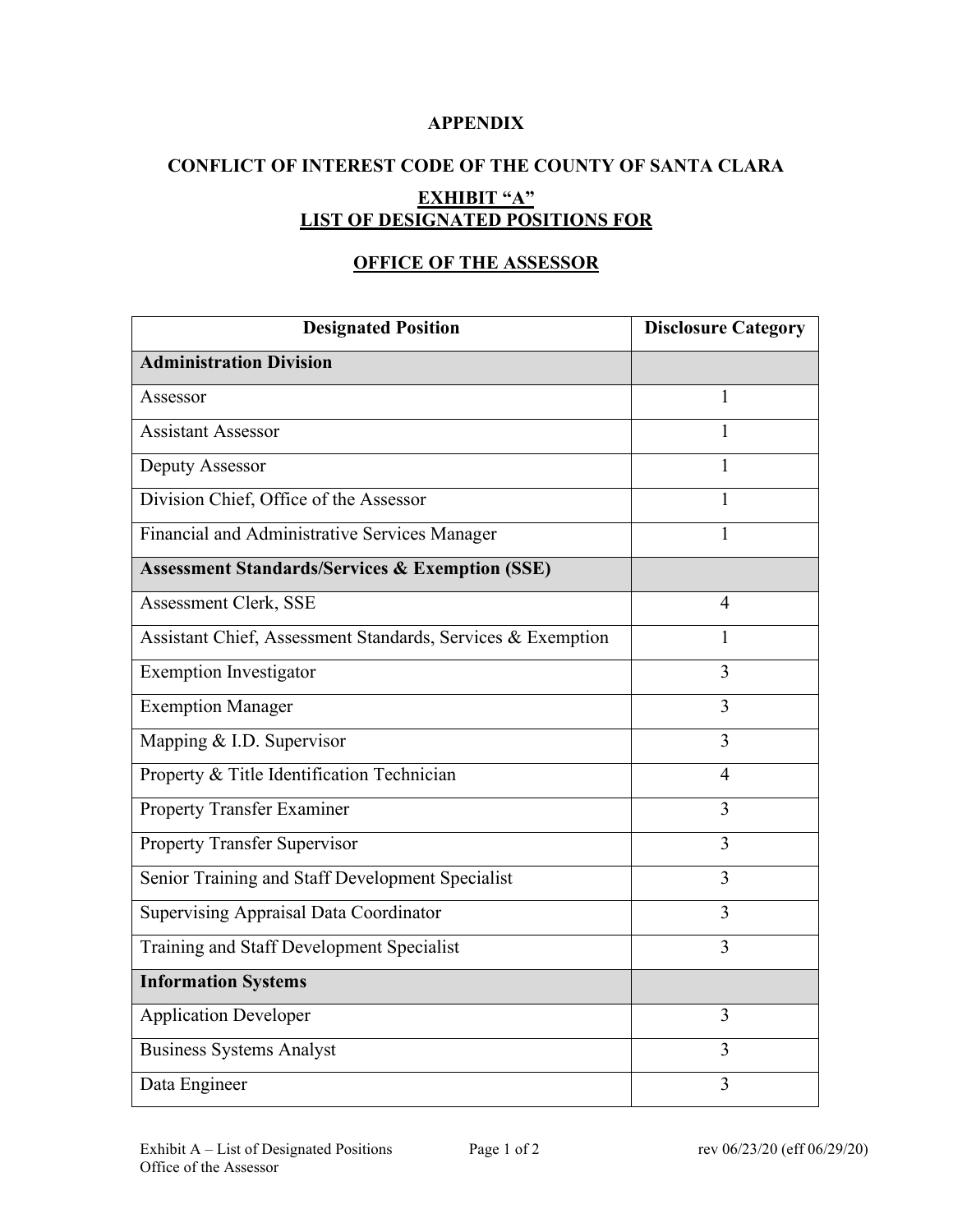# APPENDIX

## CONFLICT OF INTEREST CODE OF THE COUNTY OF SANTA CLARA

## EXHIBIT "A"
## LIST OF DESIGNATED POSITIONS FOR

## OFFICE OF THE ASSESSOR

| Designated Position | Disclosure Category |
|---|---|
| **Administration Division** | |
| Assessor | 1 |
| Assistant Assessor | 1 |
| Deputy Assessor | 1 |
| Division Chief, Office of the Assessor | 1 |
| Financial and Administrative Services Manager | 1 |
| **Assessment Standards/Services & Exemption (SSE)** | |
| Assessment Clerk, SSE | 4 |
| Assistant Chief, Assessment Standards, Services & Exemption | 1 |
| Exemption Investigator | 3 |
| Exemption Manager | 3 |
| Mapping & I.D. Supervisor | 3 |
| Property & Title Identification Technician | 4 |
| Property Transfer Examiner | 3 |
| Property Transfer Supervisor | 3 |
| Senior Training and Staff Development Specialist | 3 |
| Supervising Appraisal Data Coordinator | 3 |
| Training and Staff Development Specialist | 3 |
| **Information Systems** | |
| Application Developer | 3 |
| Business Systems Analyst | 3 |
| Data Engineer | 3 |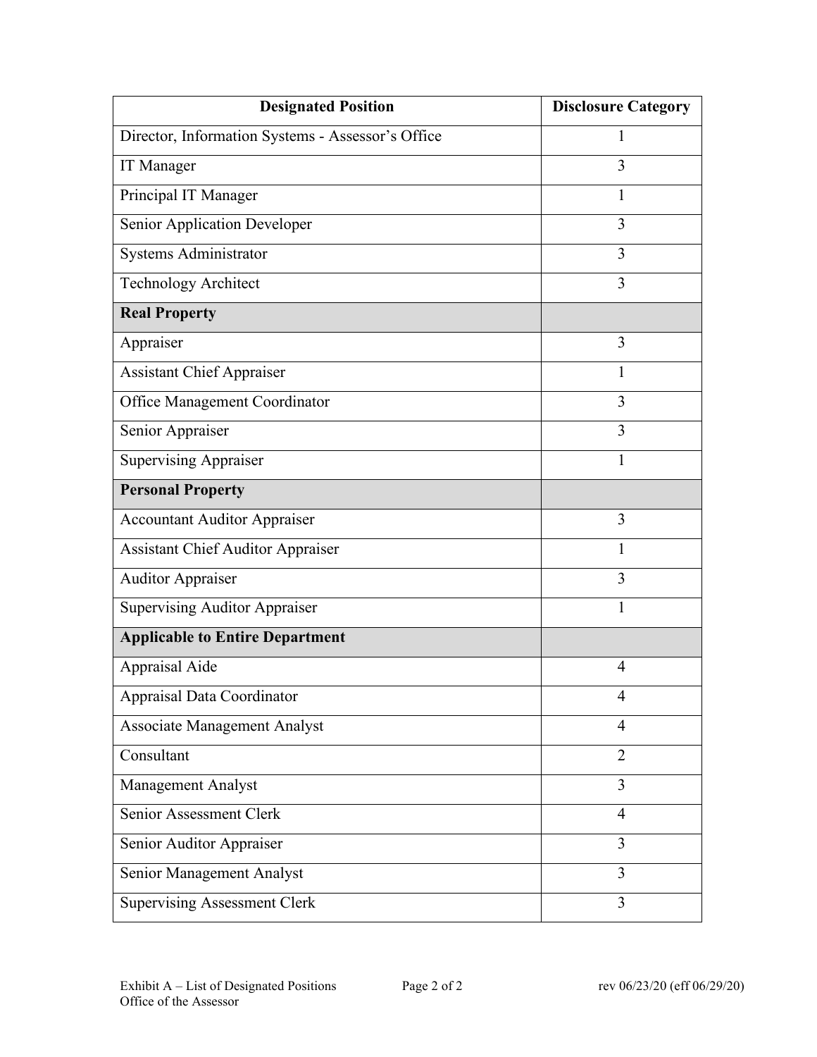| Designated Position | Disclosure Category |
|---|---|
| Director, Information Systems - Assessor's Office | 1 |
| IT Manager | 3 |
| Principal IT Manager | 1 |
| Senior Application Developer | 3 |
| Systems Administrator | 3 |
| Technology Architect | 3 |
| **Real Property** | |
| Appraiser | 3 |
| Assistant Chief Appraiser | 1 |
| Office Management Coordinator | 3 |
| Senior Appraiser | 3 |
| Supervising Appraiser | 1 |
| **Personal Property** | |
| Accountant Auditor Appraiser | 3 |
| Assistant Chief Auditor Appraiser | 1 |
| Auditor Appraiser | 3 |
| Supervising Auditor Appraiser | 1 |
| **Applicable to Entire Department** | |
| Appraisal Aide | 4 |
| Appraisal Data Coordinator | 4 |
| Associate Management Analyst | 4 |
| Consultant | 2 |
| Management Analyst | 3 |
| Senior Assessment Clerk | 4 |
| Senior Auditor Appraiser | 3 |
| Senior Management Analyst | 3 |
| Supervising Assessment Clerk | 3 |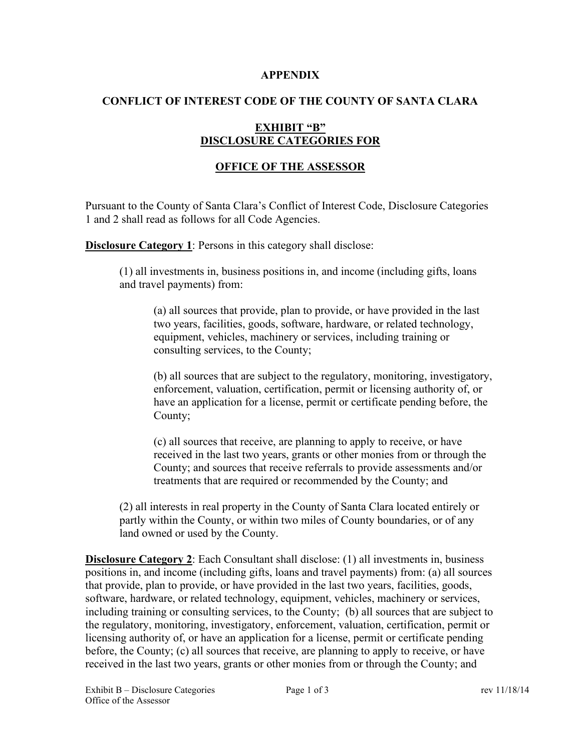**APPENDIX**

**CONFLICT OF INTEREST CODE OF THE COUNTY OF SANTA CLARA**

**EXHIBIT "B"**
**DISCLOSURE CATEGORIES FOR**

**OFFICE OF THE ASSESSOR**

Pursuant to the County of Santa Clara's Conflict of Interest Code, Disclosure Categories 1 and 2 shall read as follows for all Code Agencies.

**Disclosure Category 1**: Persons in this category shall disclose:

(1) all investments in, business positions in, and income (including gifts, loans and travel payments) from:

(a) all sources that provide, plan to provide, or have provided in the last two years, facilities, goods, software, hardware, or related technology, equipment, vehicles, machinery or services, including training or consulting services, to the County;

(b) all sources that are subject to the regulatory, monitoring, investigatory, enforcement, valuation, certification, permit or licensing authority of, or have an application for a license, permit or certificate pending before, the County;

(c) all sources that receive, are planning to apply to receive, or have received in the last two years, grants or other monies from or through the County; and sources that receive referrals to provide assessments and/or treatments that are required or recommended by the County; and

(2) all interests in real property in the County of Santa Clara located entirely or partly within the County, or within two miles of County boundaries, or of any land owned or used by the County.

**Disclosure Category 2**: Each Consultant shall disclose: (1) all investments in, business positions in, and income (including gifts, loans and travel payments) from: (a) all sources that provide, plan to provide, or have provided in the last two years, facilities, goods, software, hardware, or related technology, equipment, vehicles, machinery or services, including training or consulting services, to the County; (b) all sources that are subject to the regulatory, monitoring, investigatory, enforcement, valuation, certification, permit or licensing authority of, or have an application for a license, permit or certificate pending before, the County; (c) all sources that receive, are planning to apply to receive, or have received in the last two years, grants or other monies from or through the County; and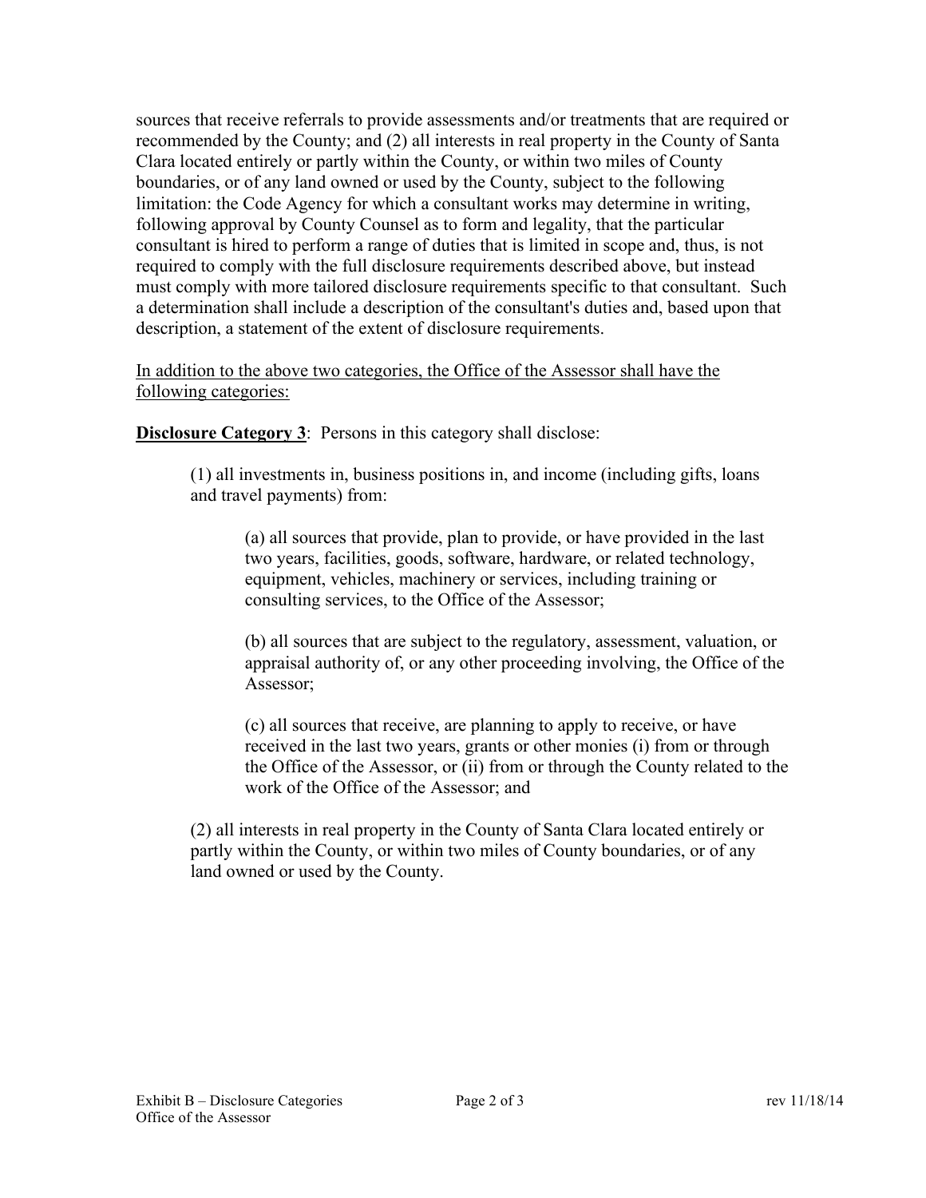sources that receive referrals to provide assessments and/or treatments that are required or recommended by the County; and (2) all interests in real property in the County of Santa Clara located entirely or partly within the County, or within two miles of County boundaries, or of any land owned or used by the County, subject to the following limitation: the Code Agency for which a consultant works may determine in writing, following approval by County Counsel as to form and legality, that the particular consultant is hired to perform a range of duties that is limited in scope and, thus, is not required to comply with the full disclosure requirements described above, but instead must comply with more tailored disclosure requirements specific to that consultant. Such a determination shall include a description of the consultant's duties and, based upon that description, a statement of the extent of disclosure requirements.

<u>In addition to the above two categories, the Office of the Assessor shall have the following categories:</u>

**<u>Disclosure Category 3</u>**: Persons in this category shall disclose:

> (1) all investments in, business positions in, and income (including gifts, loans and travel payments) from:
>
> > (a) all sources that provide, plan to provide, or have provided in the last two years, facilities, goods, software, hardware, or related technology, equipment, vehicles, machinery or services, including training or consulting services, to the Office of the Assessor;
> >
> > (b) all sources that are subject to the regulatory, assessment, valuation, or appraisal authority of, or any other proceeding involving, the Office of the Assessor;
> >
> > (c) all sources that receive, are planning to apply to receive, or have received in the last two years, grants or other monies (i) from or through the Office of the Assessor, or (ii) from or through the County related to the work of the Office of the Assessor; and
>
> (2) all interests in real property in the County of Santa Clara located entirely or partly within the County, or within two miles of County boundaries, or of any land owned or used by the County.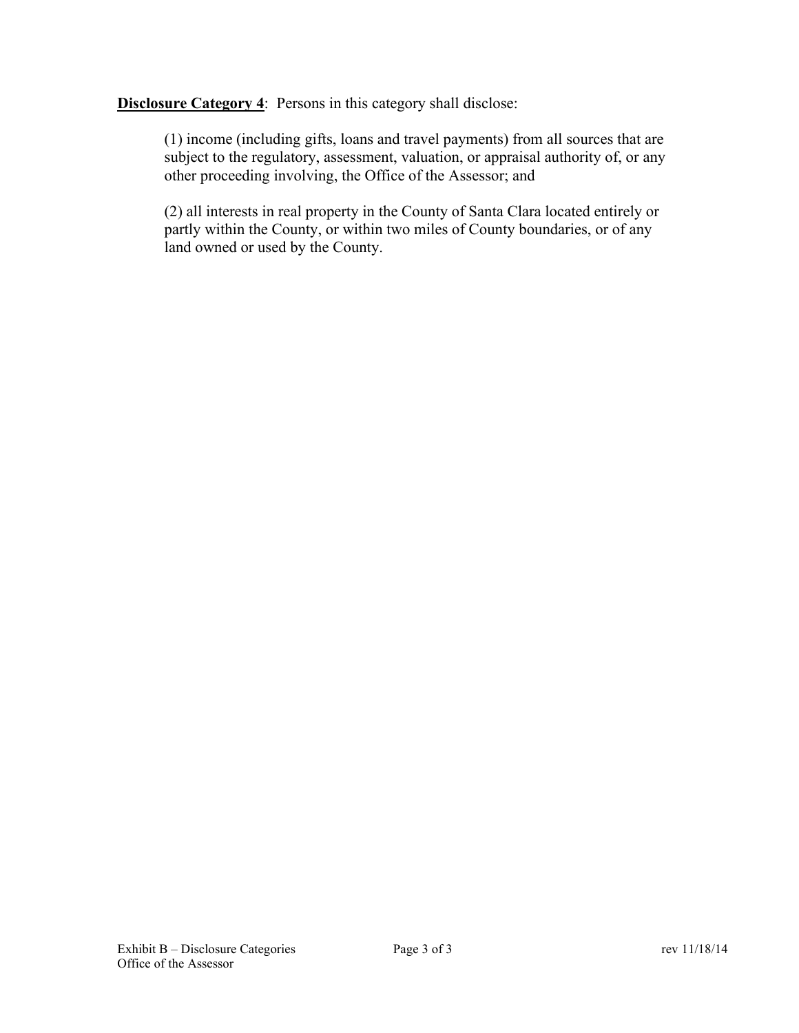**Disclosure Category 4**: Persons in this category shall disclose:

(1) income (including gifts, loans and travel payments) from all sources that are subject to the regulatory, assessment, valuation, or appraisal authority of, or any other proceeding involving, the Office of the Assessor; and

(2) all interests in real property in the County of Santa Clara located entirely or partly within the County, or within two miles of County boundaries, or of any land owned or used by the County.